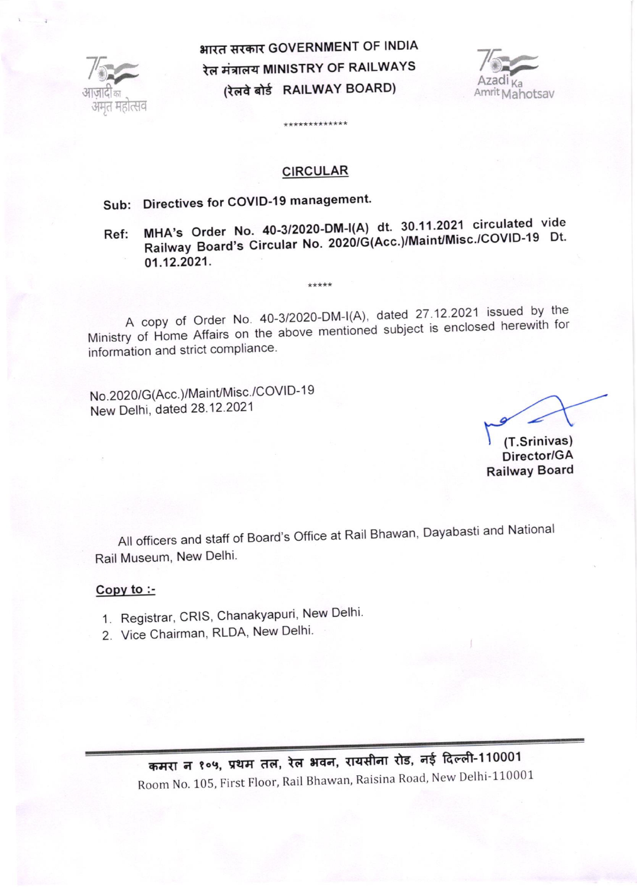भारत सरकार GOVERNMENT OF INDIA
रेल मंत्रालय MINISTRY OF RAILWAYS
(रेलवे बोर्ड RAILWAY BOARD)

आज़ादी का अमृत महोत्सव

Azadi Ka Amrit Mahotsav

*************

## CIRCULAR

**Sub: Directives for COVID-19 management.**

**Ref: MHA's Order No. 40-3/2020-DM-I(A) dt. 30.11.2021 circulated vide Railway Board's Circular No. 2020/G(Acc.)/Maint/Misc./COVID-19 Dt. 01.12.2021.**

*****

A copy of Order No. 40-3/2020-DM-I(A), dated 27.12.2021 issued by the Ministry of Home Affairs on the above mentioned subject is enclosed herewith for information and strict compliance.

No.2020/G(Acc.)/Maint/Misc./COVID-19
New Delhi, dated 28.12.2021

(T.Srinivas)
Director/GA
Railway Board

All officers and staff of Board's Office at Rail Bhawan, Dayabasti and National Rail Museum, New Delhi.

**Copy to :-**

1. Registrar, CRIS, Chanakyapuri, New Delhi.
2. Vice Chairman, RLDA, New Delhi.

कमरा न १०५, प्रथम तल, रेल भवन, रायसीना रोड, नई दिल्ली-110001
Room No. 105, First Floor, Rail Bhawan, Raisina Road, New Delhi-110001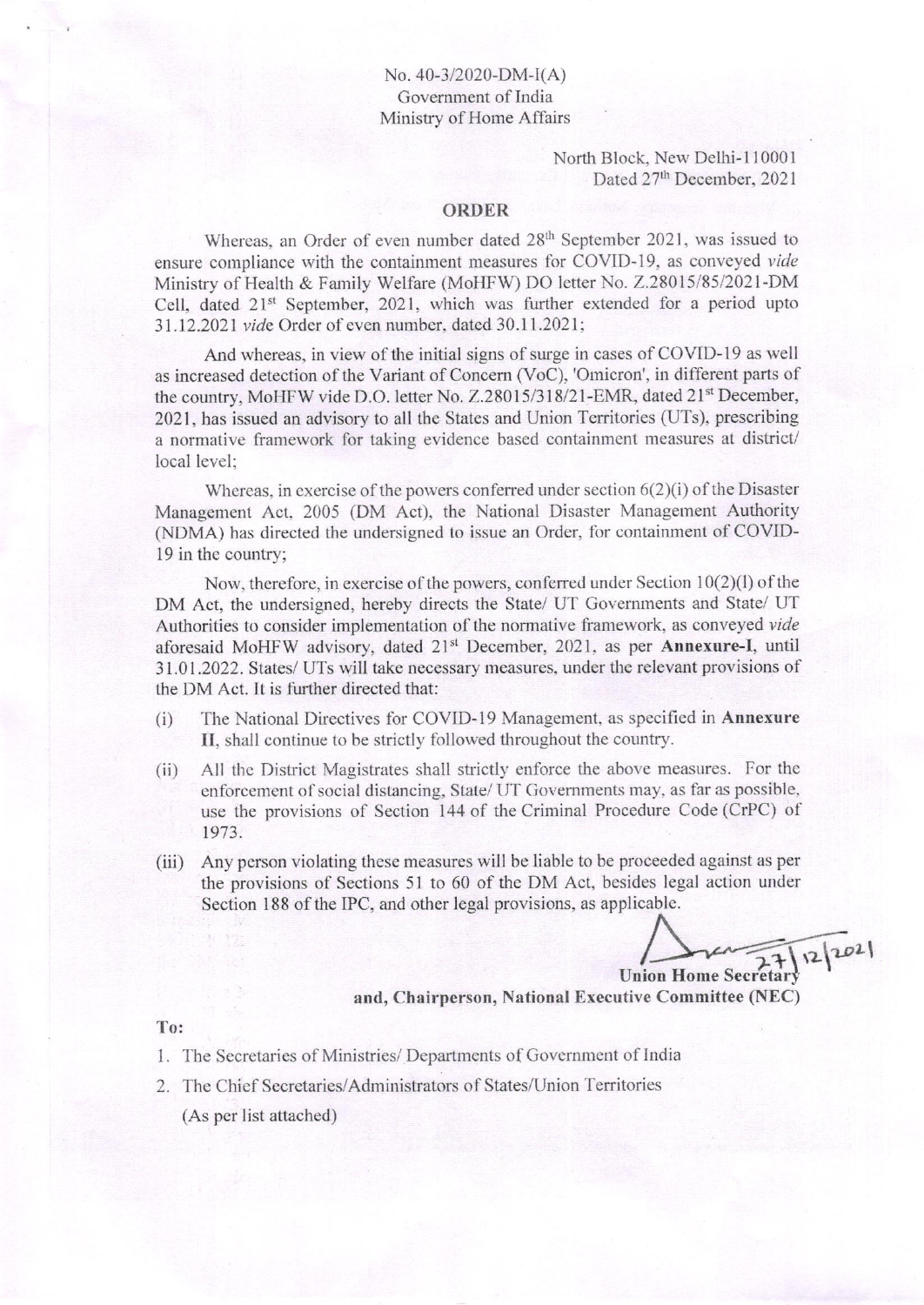No. 40-3/2020-DM-I(A)
Government of India
Ministry of Home Affairs

North Block, New Delhi-110001
Dated 27th December, 2021

## ORDER

Whereas, an Order of even number dated 28th September 2021, was issued to ensure compliance with the containment measures for COVID-19, as conveyed *vide* Ministry of Health & Family Welfare (MoHFW) DO letter No. Z.28015/85/2021-DM Cell, dated 21st September, 2021, which was further extended for a period upto 31.12.2021 *vide* Order of even number, dated 30.11.2021;

And whereas, in view of the initial signs of surge in cases of COVID-19 as well as increased detection of the Variant of Concern (VoC), 'Omicron', in different parts of the country, MoHFW vide D.O. letter No. Z.28015/318/21-EMR, dated 21st December, 2021, has issued an advisory to all the States and Union Territories (UTs), prescribing a normative framework for taking evidence based containment measures at district/ local level;

Whereas, in exercise of the powers conferred under section 6(2)(i) of the Disaster Management Act, 2005 (DM Act), the National Disaster Management Authority (NDMA) has directed the undersigned to issue an Order, for containment of COVID-19 in the country;

Now, therefore, in exercise of the powers, conferred under Section 10(2)(l) of the DM Act, the undersigned, hereby directs the State/ UT Governments and State/ UT Authorities to consider implementation of the normative framework, as conveyed *vide* aforesaid MoHFW advisory, dated 21st December, 2021, as per **Annexure-I**, until 31.01.2022. States/ UTs will take necessary measures, under the relevant provisions of the DM Act. It is further directed that:

(i) The National Directives for COVID-19 Management, as specified in **Annexure II**, shall continue to be strictly followed throughout the country.

(ii) All the District Magistrates shall strictly enforce the above measures. For the enforcement of social distancing, State/ UT Governments may, as far as possible, use the provisions of Section 144 of the Criminal Procedure Code (CrPC) of 1973.

(iii) Any person violating these measures will be liable to be proceeded against as per the provisions of Sections 51 to 60 of the DM Act, besides legal action under Section 188 of the IPC, and other legal provisions, as applicable.

27/12/2021

**Union Home Secretary**
**and, Chairperson, National Executive Committee (NEC)**

**To:**

1. The Secretaries of Ministries/ Departments of Government of India
2. The Chief Secretaries/Administrators of States/Union Territories
   (As per list attached)